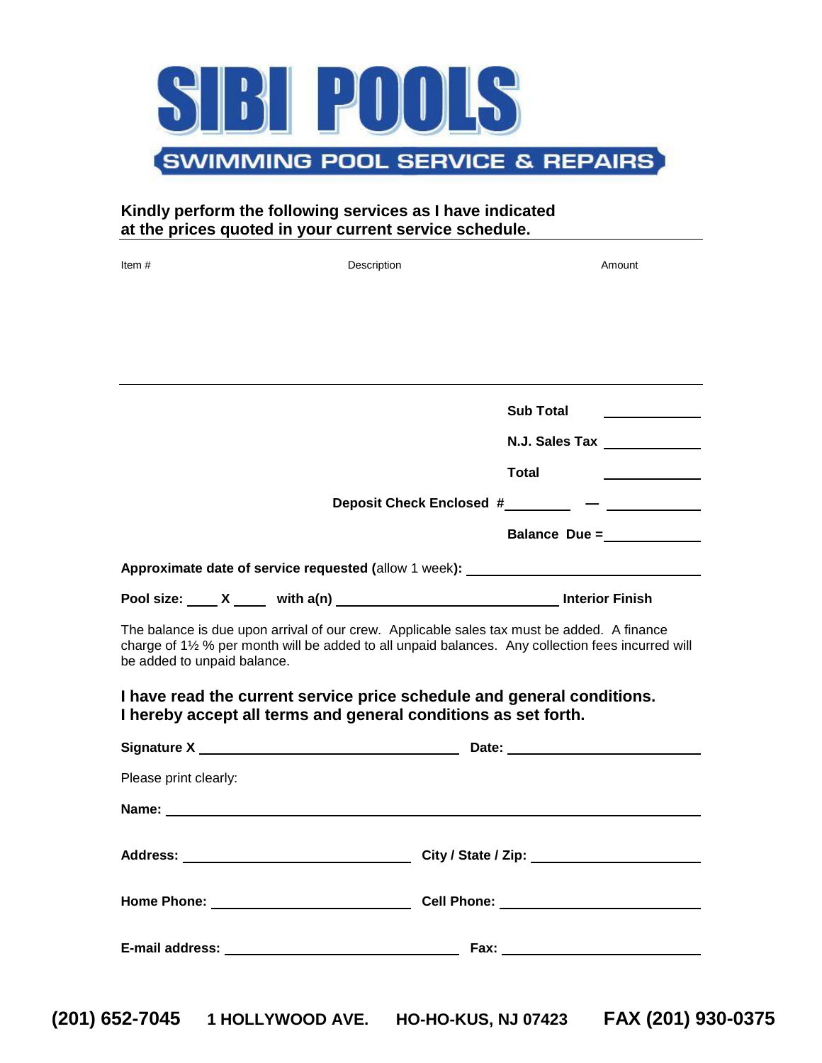# SIBI POOLS

## SWIMMING POOL SERVICE & REPAIRS

**Kindly perform the following services as I have indicated at the prices quoted in your current service schedule.**

| Item # | Description | Amount |
|---|---|---|
| | | |

**Sub Total** ____________

**N.J. Sales Tax** ____________

**Total** ____________

**Deposit Check Enclosed #**________ — ____________

**Balance Due =**____________

**Approximate date of service requested (**allow 1 week**):** ______________________________

**Pool size:** ____ **X** ____ **with a(n)** ______________________________ **Interior Finish**

The balance is due upon arrival of our crew. Applicable sales tax must be added. A finance charge of 1½ % per month will be added to all unpaid balances. Any collection fees incurred will be added to unpaid balance.

**I have read the current service price schedule and general conditions. I hereby accept all terms and general conditions as set forth.**

**Signature X** ______________________________ **Date:** ____________________

Please print clearly:

**Name:** ____________________________________________________________

**Address:** ______________________________ **City / State / Zip:** ____________________

**Home Phone:** ______________________________ **Cell Phone:** ____________________

**E-mail address:** ______________________________ **Fax:** ____________________

**(201) 652-7045 1 HOLLYWOOD AVE. HO-HO-KUS, NJ 07423 FAX (201) 930-0375**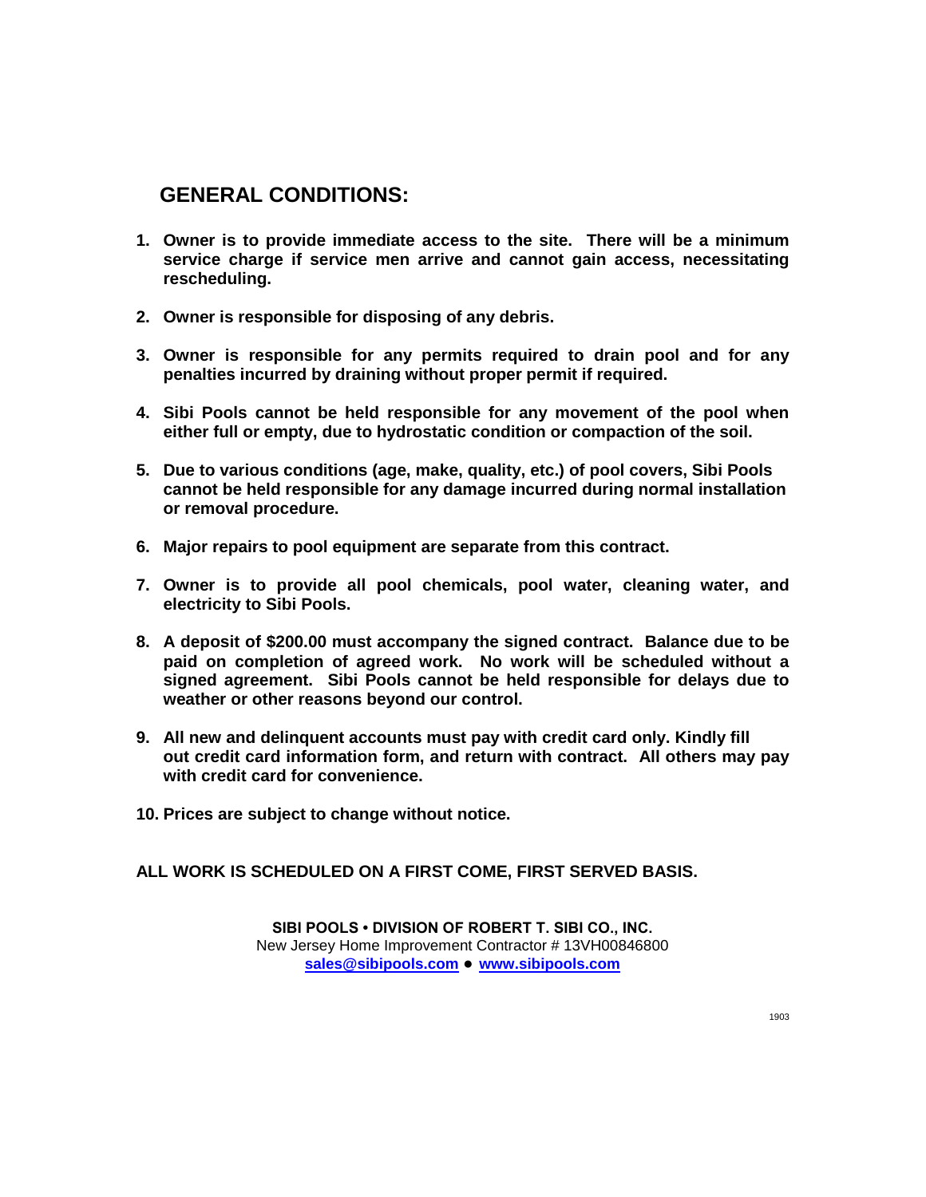## GENERAL CONDITIONS:

1. **Owner is to provide immediate access to the site. There will be a minimum service charge if service men arrive and cannot gain access, necessitating rescheduling.**

2. **Owner is responsible for disposing of any debris.**

3. **Owner is responsible for any permits required to drain pool and for any penalties incurred by draining without proper permit if required.**

4. **Sibi Pools cannot be held responsible for any movement of the pool when either full or empty, due to hydrostatic condition or compaction of the soil.**

5. **Due to various conditions (age, make, quality, etc.) of pool covers, Sibi Pools cannot be held responsible for any damage incurred during normal installation or removal procedure.**

6. **Major repairs to pool equipment are separate from this contract.**

7. **Owner is to provide all pool chemicals, pool water, cleaning water, and electricity to Sibi Pools.**

8. **A deposit of $200.00 must accompany the signed contract. Balance due to be paid on completion of agreed work. No work will be scheduled without a signed agreement. Sibi Pools cannot be held responsible for delays due to weather or other reasons beyond our control.**

9. **All new and delinquent accounts must pay with credit card only. Kindly fill out credit card information form, and return with contract. All others may pay with credit card for convenience.**

10. **Prices are subject to change without notice.**

**ALL WORK IS SCHEDULED ON A FIRST COME, FIRST SERVED BASIS.**

**SIBI POOLS • DIVISION OF ROBERT T. SIBI CO., INC.**
New Jersey Home Improvement Contractor # 13VH00846800
**sales@sibipools.com ● www.sibipools.com**

1903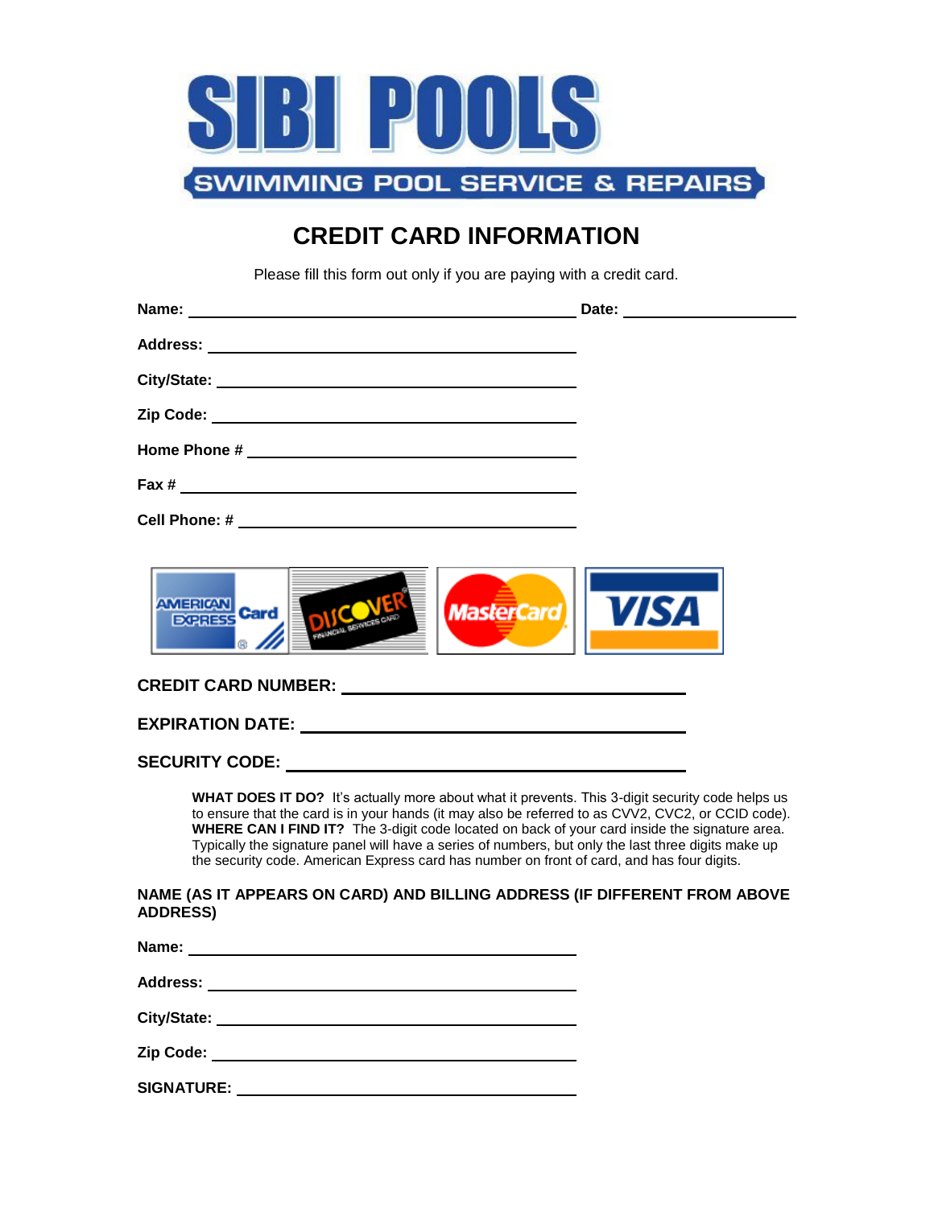# SIBI POOLS

SWIMMING POOL SERVICE & REPAIRS

## CREDIT CARD INFORMATION

Please fill this form out only if you are paying with a credit card.

**Name:** ______________________________ **Date:** ______________

**Address:** ______________________________

**City/State:** ______________________________

**Zip Code:** ______________________________

**Home Phone #** ______________________________

**Fax #** ______________________________

**Cell Phone: #** ______________________________

AMERICAN EXPRESS Card | DISCOVER | MasterCard | VISA

**CREDIT CARD NUMBER:** ______________________________

**EXPIRATION DATE:** ______________________________

**SECURITY CODE:** ______________________________

**WHAT DOES IT DO?** It's actually more about what it prevents. This 3-digit security code helps us to ensure that the card is in your hands (it may also be referred to as CVV2, CVC2, or CCID code). **WHERE CAN I FIND IT?** The 3-digit code located on back of your card inside the signature area. Typically the signature panel will have a series of numbers, but only the last three digits make up the security code. American Express card has number on front of card, and has four digits.

**NAME (AS IT APPEARS ON CARD) AND BILLING ADDRESS (IF DIFFERENT FROM ABOVE ADDRESS)**

**Name:** ______________________________

**Address:** ______________________________

**City/State:** ______________________________

**Zip Code:** ______________________________

**SIGNATURE:** ______________________________